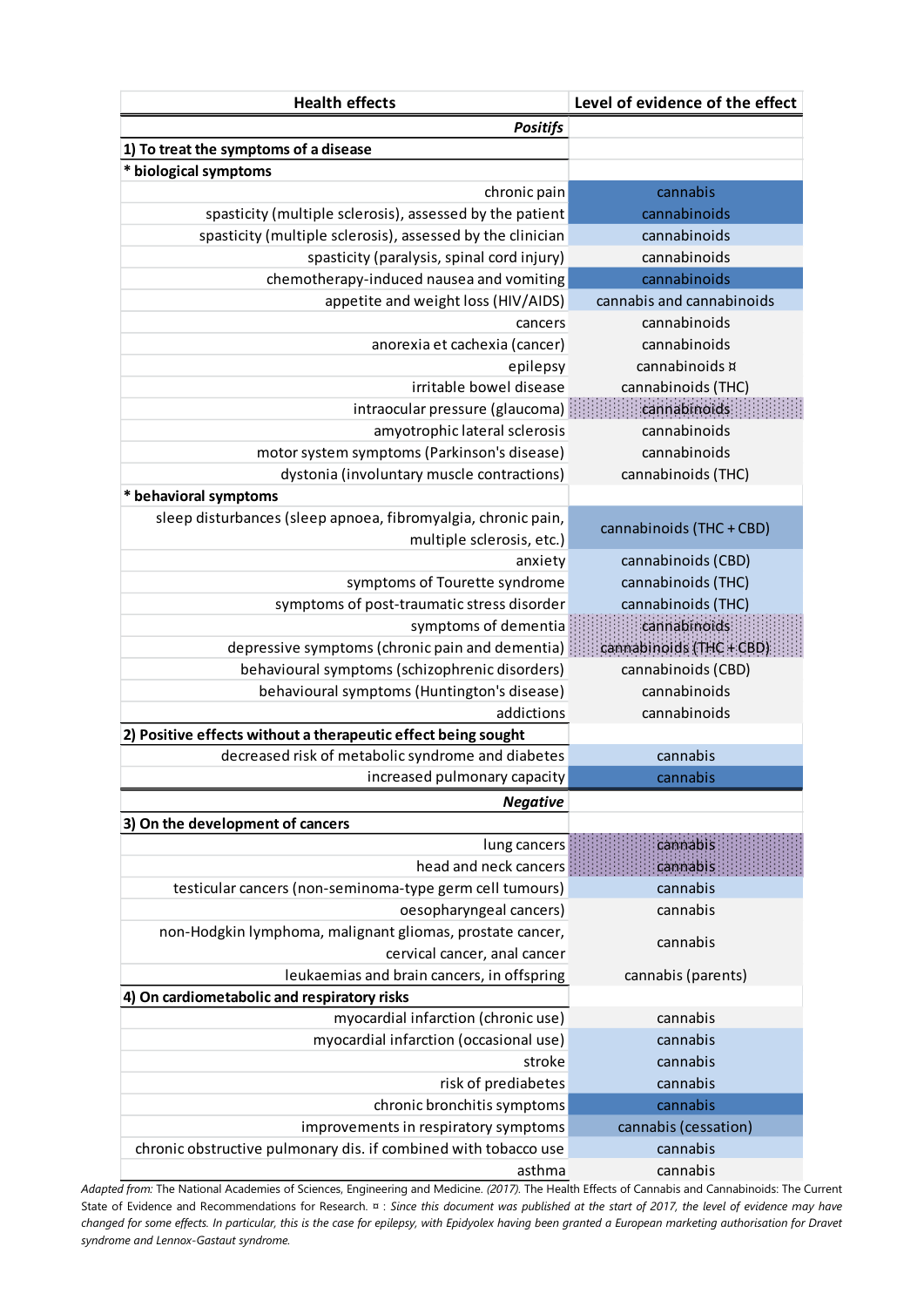| Health effects | Level of evidence of the effect |
|---|---|
| ***Positifs*** | |
| **1) To treat the symptoms of a disease** | |
| **\* biological symptoms** | |
| chronic pain | cannabis |
| spasticity (multiple sclerosis), assessed by the patient | cannabinoids |
| spasticity (multiple sclerosis), assessed by the clinician | cannabinoids |
| spasticity (paralysis, spinal cord injury) | cannabinoids |
| chemotherapy-induced nausea and vomiting | cannabinoids |
| appetite and weight loss (HIV/AIDS) | cannabis and cannabinoids |
| cancers | cannabinoids |
| anorexia et cachexia (cancer) | cannabinoids |
| epilepsy | cannabinoids ¤ |
| irritable bowel disease | cannabinoids (THC) |
| intraocular pressure (glaucoma) | cannabinoids |
| amyotrophic lateral sclerosis | cannabinoids |
| motor system symptoms (Parkinson's disease) | cannabinoids |
| dystonia (involuntary muscle contractions) | cannabinoids (THC) |
| **\* behavioral symptoms** | |
| sleep disturbances (sleep apnoea, fibromyalgia, chronic pain, multiple sclerosis, etc.) | cannabinoids (THC + CBD) |
| anxiety | cannabinoids (CBD) |
| symptoms of Tourette syndrome | cannabinoids (THC) |
| symptoms of post-traumatic stress disorder | cannabinoids (THC) |
| symptoms of dementia | cannabinoids |
| depressive symptoms (chronic pain and dementia) | cannabinoids (THC + CBD) |
| behavioural symptoms (schizophrenic disorders) | cannabinoids (CBD) |
| behavioural symptoms (Huntington's disease) | cannabinoids |
| addictions | cannabinoids |
| **2) Positive effects without a therapeutic effect being sought** | |
| decreased risk of metabolic syndrome and diabetes | cannabis |
| increased pulmonary capacity | cannabis |
| ***Negative*** | |
| **3) On the development of cancers** | |
| lung cancers | cannabis |
| head and neck cancers | cannabis |
| testicular cancers (non-seminoma-type germ cell tumours) | cannabis |
| oesopharyngeal cancers) | cannabis |
| non-Hodgkin lymphoma, malignant gliomas, prostate cancer, cervical cancer, anal cancer | cannabis |
| leukaemias and brain cancers, in offspring | cannabis (parents) |
| **4) On cardiometabolic and respiratory risks** | |
| myocardial infarction (chronic use) | cannabis |
| myocardial infarction (occasional use) | cannabis |
| stroke | cannabis |
| risk of prediabetes | cannabis |
| chronic bronchitis symptoms | cannabis |
| improvements in respiratory symptoms | cannabis (cessation) |
| chronic obstructive pulmonary dis. if combined with tobacco use | cannabis |
| asthma | cannabis |

*Adapted from:* The National Academies of Sciences, Engineering and Medicine. *(2017).* The Health Effects of Cannabis and Cannabinoids: The Current State of Evidence and Recommendations for Research. ¤ : *Since this document was published at the start of 2017, the level of evidence may have changed for some effects. In particular, this is the case for epilepsy, with Epidyolex having been granted a European marketing authorisation for Dravet syndrome and Lennox-Gastaut syndrome.*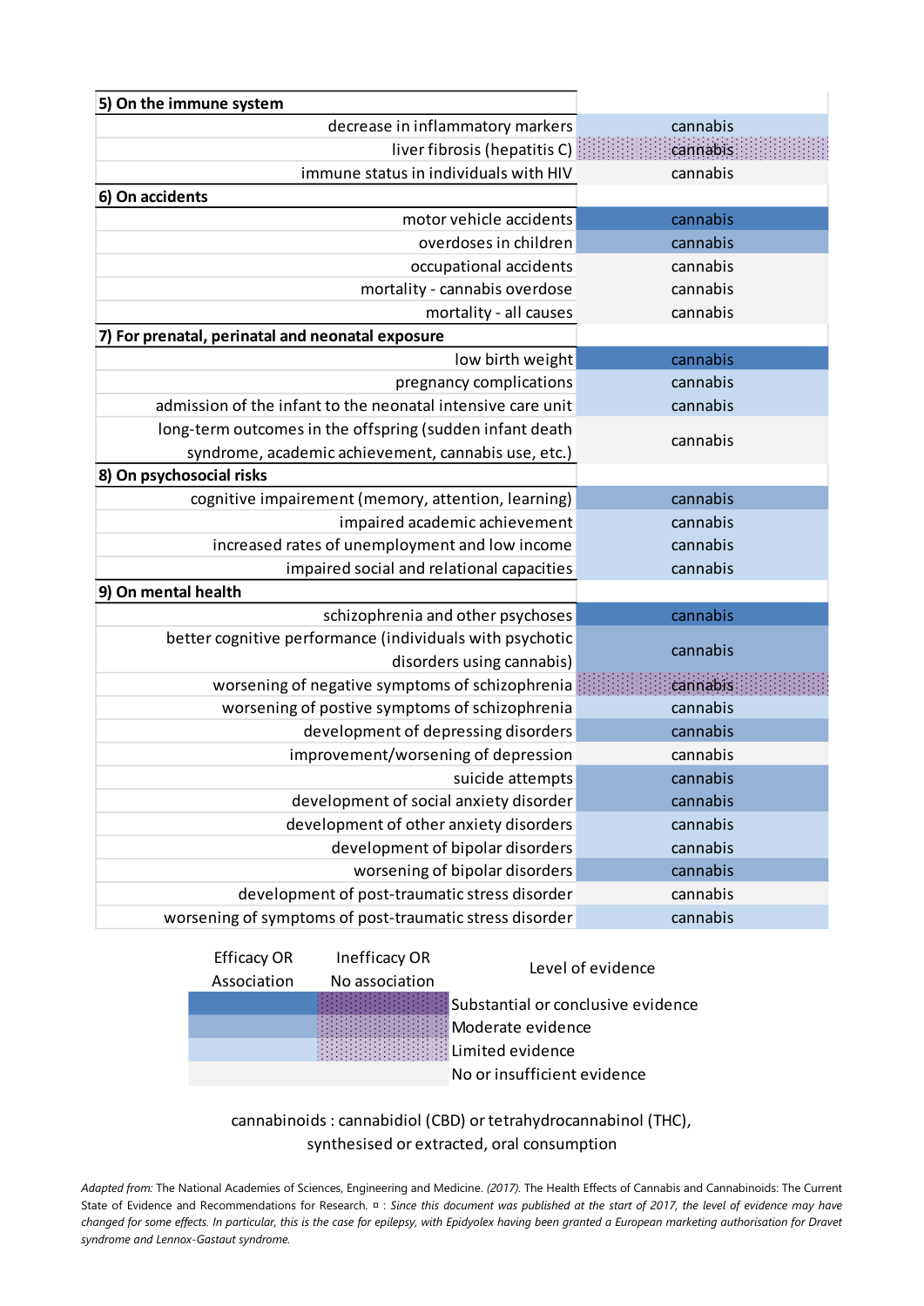| Effect | |
|---|---|
| **5) On the immune system** | |
| decrease in inflammatory markers | cannabis |
| liver fibrosis (hepatitis C) | cannabis |
| immune status in individuals with HIV | cannabis |
| **6) On accidents** | |
| motor vehicle accidents | cannabis |
| overdoses in children | cannabis |
| occupational accidents | cannabis |
| mortality - cannabis overdose | cannabis |
| mortality - all causes | cannabis |
| **7) For prenatal, perinatal and neonatal exposure** | |
| low birth weight | cannabis |
| pregnancy complications | cannabis |
| admission of the infant to the neonatal intensive care unit | cannabis |
| long-term outcomes in the offspring (sudden infant death syndrome, academic achievement, cannabis use, etc.) | cannabis |
| **8) On psychosocial risks** | |
| cognitive impairement (memory, attention, learning) | cannabis |
| impaired academic achievement | cannabis |
| increased rates of unemployment and low income | cannabis |
| impaired social and relational capacities | cannabis |
| **9) On mental health** | |
| schizophrenia and other psychoses | cannabis |
| better cognitive performance (individuals with psychotic disorders using cannabis) | cannabis |
| worsening of negative symptoms of schizophrenia | cannabis |
| worsening of postive symptoms of schizophrenia | cannabis |
| development of depressing disorders | cannabis |
| improvement/worsening of depression | cannabis |
| suicide attempts | cannabis |
| development of social anxiety disorder | cannabis |
| development of other anxiety disorders | cannabis |
| development of bipolar disorders | cannabis |
| worsening of bipolar disorders | cannabis |
| development of post-traumatic stress disorder | cannabis |
| worsening of symptoms of post-traumatic stress disorder | cannabis |

| Efficacy OR Association | Inefficacy OR No association | Level of evidence |
|---|---|---|
| | | Substantial or conclusive evidence |
| | | Moderate evidence |
| | | Limited evidence |
| | | No or insufficient evidence |

cannabinoids : cannabidiol (CBD) or tetrahydrocannabinol (THC), synthesised or extracted, oral consumption

*Adapted from:* The National Academies of Sciences, Engineering and Medicine. *(2017).* The Health Effects of Cannabis and Cannabinoids: The Current State of Evidence and Recommendations for Research. ¤ : *Since this document was published at the start of 2017, the level of evidence may have changed for some effects. In particular, this is the case for epilepsy, with Epidyolex having been granted a European marketing authorisation for Dravet syndrome and Lennox-Gastaut syndrome.*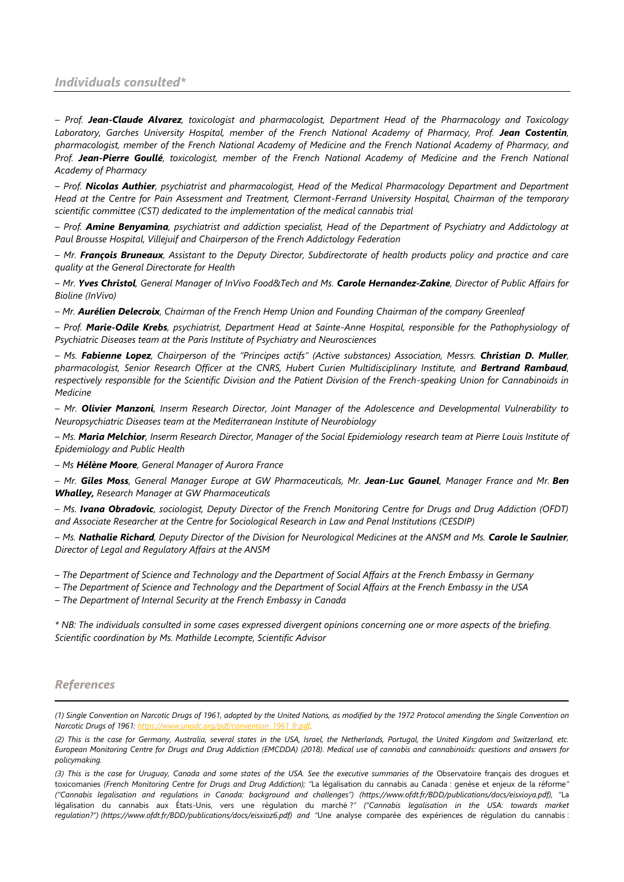## *Individuals consulted**

*– Prof. **Jean-Claude Alvarez**, toxicologist and pharmacologist, Department Head of the Pharmacology and Toxicology Laboratory, Garches University Hospital, member of the French National Academy of Pharmacy, Prof. **Jean Costentin**, pharmacologist, member of the French National Academy of Medicine and the French National Academy of Pharmacy, and Prof. **Jean-Pierre Goullé**, toxicologist, member of the French National Academy of Medicine and the French National Academy of Pharmacy*

*– Prof. **Nicolas Authier**, psychiatrist and pharmacologist, Head of the Medical Pharmacology Department and Department Head at the Centre for Pain Assessment and Treatment, Clermont-Ferrand University Hospital, Chairman of the temporary scientific committee (CST) dedicated to the implementation of the medical cannabis trial*

*– Prof. **Amine Benyamina**, psychiatrist and addiction specialist, Head of the Department of Psychiatry and Addictology at Paul Brousse Hospital, Villejuif and Chairperson of the French Addictology Federation*

*– Mr. **François Bruneaux**, Assistant to the Deputy Director, Subdirectorate of health products policy and practice and care quality at the General Directorate for Health*

*– Mr. **Yves Christol**, General Manager of InVivo Food&Tech and Ms. **Carole Hernandez-Zakine**, Director of Public Affairs for Bioline (InVivo)*

*– Mr. **Aurélien Delecroix**, Chairman of the French Hemp Union and Founding Chairman of the company Greenleaf*

*– Prof. **Marie-Odile Krebs**, psychiatrist, Department Head at Sainte-Anne Hospital, responsible for the Pathophysiology of Psychiatric Diseases team at the Paris Institute of Psychiatry and Neurosciences*

*– Ms. **Fabienne Lopez**, Chairperson of the "Principes actifs" (Active substances) Association, Messrs. **Christian D. Muller**, pharmacologist, Senior Research Officer at the CNRS, Hubert Curien Multidisciplinary Institute, and **Bertrand Rambaud**, respectively responsible for the Scientific Division and the Patient Division of the French-speaking Union for Cannabinoids in Medicine*

*– Mr. **Olivier Manzoni**, Inserm Research Director, Joint Manager of the Adolescence and Developmental Vulnerability to Neuropsychiatric Diseases team at the Mediterranean Institute of Neurobiology*

*– Ms. **Maria Melchior**, Inserm Research Director, Manager of the Social Epidemiology research team at Pierre Louis Institute of Epidemiology and Public Health*

*– Ms **Hélène Moore**, General Manager of Aurora France*

*– Mr. **Giles Moss**, General Manager Europe at GW Pharmaceuticals, Mr. **Jean-Luc Gaunel**, Manager France and Mr. **Ben Whalley,** Research Manager at GW Pharmaceuticals*

*– Ms. **Ivana Obradovic**, sociologist, Deputy Director of the French Monitoring Centre for Drugs and Drug Addiction (OFDT) and Associate Researcher at the Centre for Sociological Research in Law and Penal Institutions (CESDIP)*

*– Ms. **Nathalie Richard**, Deputy Director of the Division for Neurological Medicines at the ANSM and Ms. **Carole le Saulnier**, Director of Legal and Regulatory Affairs at the ANSM*

*– The Department of Science and Technology and the Department of Social Affairs at the French Embassy in Germany*

*– The Department of Science and Technology and the Department of Social Affairs at the French Embassy in the USA*

*– The Department of Internal Security at the French Embassy in Canada*

** NB: The individuals consulted in some cases expressed divergent opinions concerning one or more aspects of the briefing.*
*Scientific coordination by Ms. Mathilde Lecompte, Scientific Advisor*

## *References*

*(1) Single Convention on Narcotic Drugs of 1961, adopted by the United Nations, as modified by the 1972 Protocol amending the Single Convention on Narcotic Drugs of 1961: https://www.unodc.org/pdf/convention_1961_fr.pdf.*

*(2) This is the case for Germany, Australia, several states in the USA, Israel, the Netherlands, Portugal, the United Kingdom and Switzerland, etc. European Monitoring Centre for Drugs and Drug Addiction (EMCDDA) (2018). Medical use of cannabis and cannabinoids: questions and answers for policymaking.*

*(3) This is the case for Uruguay, Canada and some states of the USA. See the executive summaries of the* Observatoire français des drogues et toxicomanies *(French Monitoring Centre for Drugs and Drug Addiction); "*La légalisation du cannabis au Canada : genèse et enjeux de la réforme*" ("Cannabis legalisation and regulations in Canada: background and challenges") (https://www.ofdt.fr/BDD/publications/docs/eisxioya.pdf), "*La légalisation du cannabis aux États-Unis, vers une régulation du marché ?*" ("Cannabis legalisation in the USA: towards market regulation?") (https://www.ofdt.fr/BDD/publications/docs/eisxioz6.pdf) and "*Une analyse comparée des expériences de régulation du cannabis :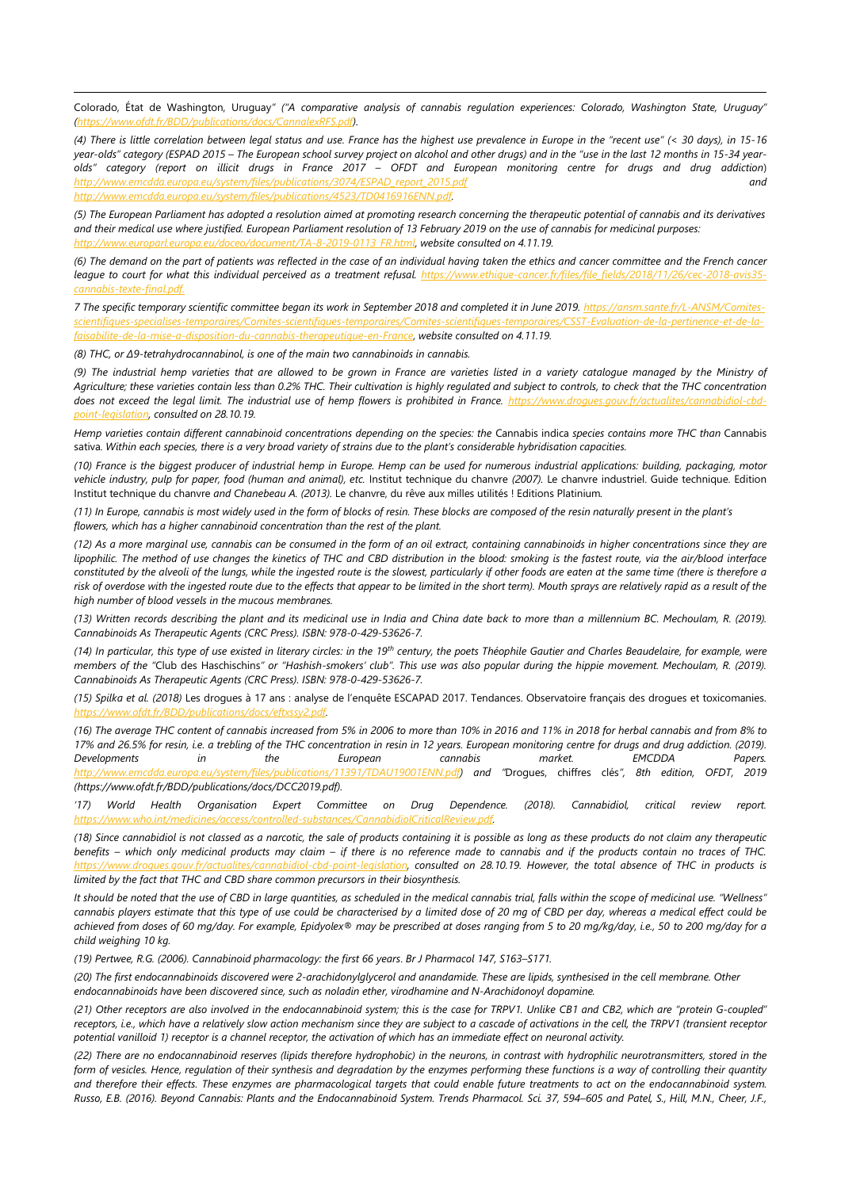Colorado, État de Washington, Uruguay" ("A comparative analysis of cannabis regulation experiences: Colorado, Washington State, Uruguay" (https://www.ofdt.fr/BDD/publications/docs/CannalexRFS.pdf).

(4) There is little correlation between legal status and use. France has the highest use prevalence in Europe in the "recent use" (< 30 days), in 15-16 year-olds" category (ESPAD 2015 – The European school survey project on alcohol and other drugs) and in the "use in the last 12 months in 15-34 year-olds" category (report on illicit drugs in France 2017 – OFDT and European monitoring centre for drugs and drug addiction) http://www.emcdda.europa.eu/system/files/publications/3074/ESPAD_report_2015.pdf and http://www.emcdda.europa.eu/system/files/publications/4523/TD0416916ENN.pdf.

(5) The European Parliament has adopted a resolution aimed at promoting research concerning the therapeutic potential of cannabis and its derivatives and their medical use where justified. European Parliament resolution of 13 February 2019 on the use of cannabis for medicinal purposes: http://www.europarl.europa.eu/doceo/document/TA-8-2019-0113_FR.html, website consulted on 4.11.19.

(6) The demand on the part of patients was reflected in the case of an individual having taken the ethics and cancer committee and the French cancer league to court for what this individual perceived as a treatment refusal. https://www.ethique-cancer.fr/files/file_fields/2018/11/26/cec-2018-avis35-cannabis-texte-final.pdf.

7 The specific temporary scientific committee began its work in September 2018 and completed it in June 2019. https://ansm.sante.fr/L-ANSM/Comites-scientifiques-specialises-temporaires/Comites-scientifiques-temporaires/Comites-scientifiques-temporaires/CSST-Evaluation-de-la-pertinence-et-de-la-faisabilite-de-la-mise-a-disposition-du-cannabis-therapeutique-en-France, website consulted on 4.11.19.

(8) THC, or Δ9-tetrahydrocannabinol, is one of the main two cannabinoids in cannabis.

(9) The industrial hemp varieties that are allowed to be grown in France are varieties listed in a variety catalogue managed by the Ministry of Agriculture; these varieties contain less than 0.2% THC. Their cultivation is highly regulated and subject to controls, to check that the THC concentration does not exceed the legal limit. The industrial use of hemp flowers is prohibited in France. https://www.drogues.gouv.fr/actualites/cannabidiol-cbd-point-legislation, consulted on 28.10.19.

Hemp varieties contain different cannabinoid concentrations depending on the species: the Cannabis indica species contains more THC than Cannabis sativa. Within each species, there is a very broad variety of strains due to the plant's considerable hybridisation capacities.

(10) France is the biggest producer of industrial hemp in Europe. Hemp can be used for numerous industrial applications: building, packaging, motor vehicle industry, pulp for paper, food (human and animal), etc. Institut technique du chanvre (2007). Le chanvre industriel. Guide technique. Edition Institut technique du chanvre and Chanebeau A. (2013). Le chanvre, du rêve aux milles utilités ! Editions Platinium.

(11) In Europe, cannabis is most widely used in the form of blocks of resin. These blocks are composed of the resin naturally present in the plant's flowers, which has a higher cannabinoid concentration than the rest of the plant.

(12) As a more marginal use, cannabis can be consumed in the form of an oil extract, containing cannabinoids in higher concentrations since they are lipophilic. The method of use changes the kinetics of THC and CBD distribution in the blood: smoking is the fastest route, via the air/blood interface constituted by the alveoli of the lungs, while the ingested route is the slowest, particularly if other foods are eaten at the same time (there is therefore a risk of overdose with the ingested route due to the effects that appear to be limited in the short term). Mouth sprays are relatively rapid as a result of the high number of blood vessels in the mucous membranes.

(13) Written records describing the plant and its medicinal use in India and China date back to more than a millennium BC. Mechoulam, R. (2019). Cannabinoids As Therapeutic Agents (CRC Press). ISBN: 978-0-429-53626-7.

(14) In particular, this type of use existed in literary circles: in the 19th century, the poets Théophile Gautier and Charles Beaudelaire, for example, were members of the "Club des Haschischins" or "Hashish-smokers' club". This use was also popular during the hippie movement. Mechoulam, R. (2019). Cannabinoids As Therapeutic Agents (CRC Press). ISBN: 978-0-429-53626-7.

(15) Spilka et al. (2018) Les drogues à 17 ans : analyse de l'enquête ESCAPAD 2017. Tendances. Observatoire français des drogues et toxicomanies. https://www.ofdt.fr/BDD/publications/docs/eftxssy2.pdf.

(16) The average THC content of cannabis increased from 5% in 2006 to more than 10% in 2016 and 11% in 2018 for herbal cannabis and from 8% to 17% and 26.5% for resin, i.e. a trebling of the THC concentration in resin in 12 years. European monitoring centre for drugs and drug addiction. (2019). Developments in the European cannabis market. EMCDDA Papers. http://www.emcdda.europa.eu/system/files/publications/11391/TDAU19001ENN.pdf) and "Drogues, chiffres clés", 8th edition, OFDT, 2019 (https://www.ofdt.fr/BDD/publications/docs/DCC2019.pdf).

'17) World Health Organisation Expert Committee on Drug Dependence. (2018). Cannabidiol, critical review report. https://www.who.int/medicines/access/controlled-substances/CannabidiolCriticalReview.pdf.

(18) Since cannabidiol is not classed as a narcotic, the sale of products containing it is possible as long as these products do not claim any therapeutic benefits – which only medicinal products may claim – if there is no reference made to cannabis and if the products contain no traces of THC. https://www.drogues.gouv.fr/actualites/cannabidiol-cbd-point-legislation, consulted on 28.10.19. However, the total absence of THC in products is limited by the fact that THC and CBD share common precursors in their biosynthesis.

It should be noted that the use of CBD in large quantities, as scheduled in the medical cannabis trial, falls within the scope of medicinal use. "Wellness" cannabis players estimate that this type of use could be characterised by a limited dose of 20 mg of CBD per day, whereas a medical effect could be achieved from doses of 60 mg/day. For example, Epidyolex® may be prescribed at doses ranging from 5 to 20 mg/kg/day, i.e., 50 to 200 mg/day for a child weighing 10 kg.

(19) Pertwee, R.G. (2006). Cannabinoid pharmacology: the first 66 years. Br J Pharmacol 147, S163–S171.

(20) The first endocannabinoids discovered were 2-arachidonylglycerol and anandamide. These are lipids, synthesised in the cell membrane. Other endocannabinoids have been discovered since, such as noladin ether, virodhamine and N-Arachidonoyl dopamine.

(21) Other receptors are also involved in the endocannabinoid system; this is the case for TRPV1. Unlike CB1 and CB2, which are "protein G-coupled" receptors, i.e., which have a relatively slow action mechanism since they are subject to a cascade of activations in the cell, the TRPV1 (transient receptor potential vanilloid 1) receptor is a channel receptor, the activation of which has an immediate effect on neuronal activity.

(22) There are no endocannabinoid reserves (lipids therefore hydrophobic) in the neurons, in contrast with hydrophilic neurotransmitters, stored in the form of vesicles. Hence, regulation of their synthesis and degradation by the enzymes performing these functions is a way of controlling their quantity and therefore their effects. These enzymes are pharmacological targets that could enable future treatments to act on the endocannabinoid system. Russo, E.B. (2016). Beyond Cannabis: Plants and the Endocannabinoid System. Trends Pharmacol. Sci. 37, 594–605 and Patel, S., Hill, M.N., Cheer, J.F.,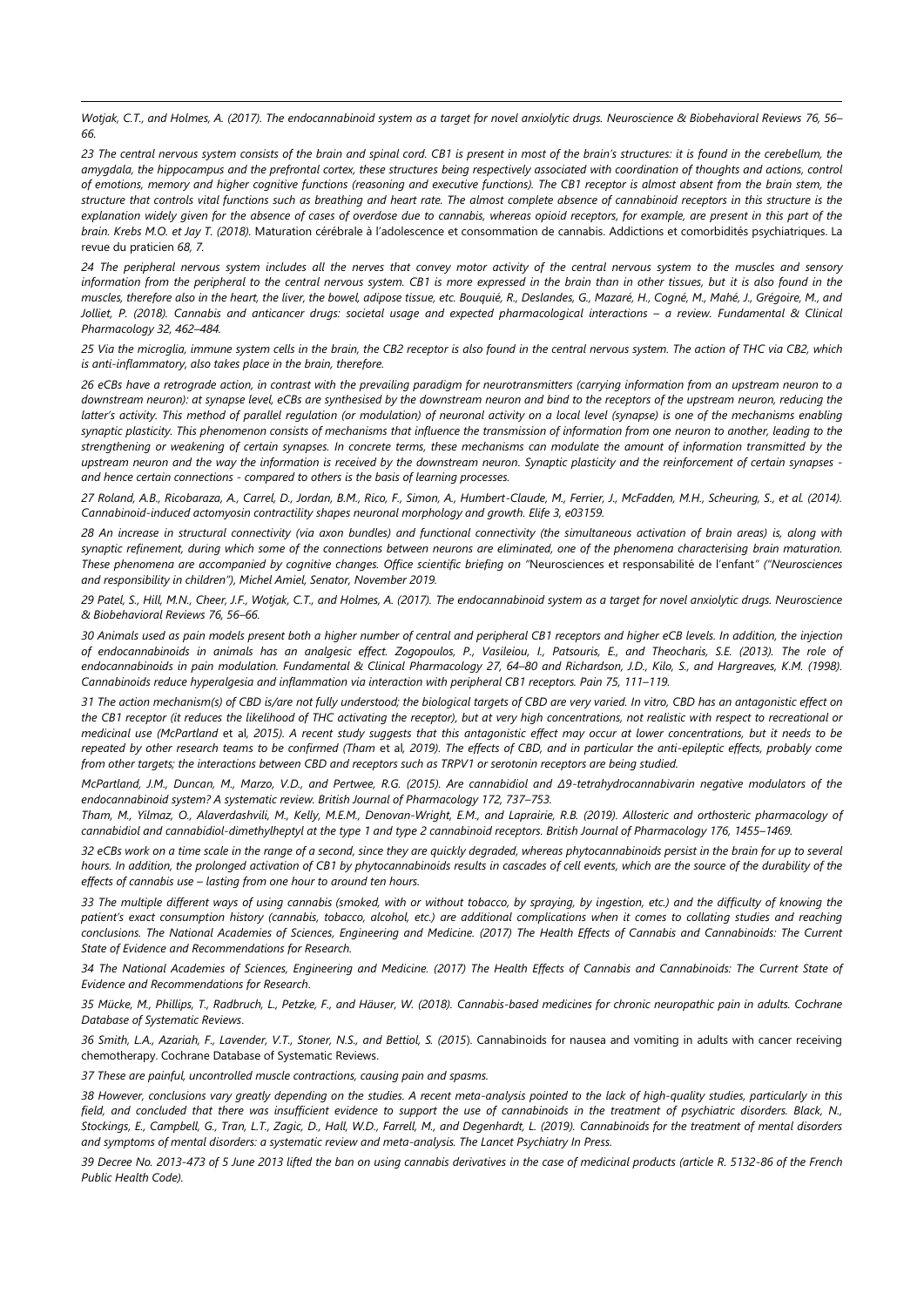*Wotjak, C.T., and Holmes, A. (2017). The endocannabinoid system as a target for novel anxiolytic drugs. Neuroscience & Biobehavioral Reviews 76, 56–66.*

*23 The central nervous system consists of the brain and spinal cord. CB1 is present in most of the brain's structures: it is found in the cerebellum, the amygdala, the hippocampus and the prefrontal cortex, these structures being respectively associated with coordination of thoughts and actions, control of emotions, memory and higher cognitive functions (reasoning and executive functions). The CB1 receptor is almost absent from the brain stem, the structure that controls vital functions such as breathing and heart rate. The almost complete absence of cannabinoid receptors in this structure is the explanation widely given for the absence of cases of overdose due to cannabis, whereas opioid receptors, for example, are present in this part of the brain. Krebs M.O. et Jay T. (2018).* Maturation cérébrale à l'adolescence et consommation de cannabis. Addictions et comorbidités psychiatriques. La revue du praticien *68, 7.*

*24 The peripheral nervous system includes all the nerves that convey motor activity of the central nervous system to the muscles and sensory information from the peripheral to the central nervous system. CB1 is more expressed in the brain than in other tissues, but it is also found in the muscles, therefore also in the heart, the liver, the bowel, adipose tissue, etc. Bouquié, R., Deslandes, G., Mazaré, H., Cogné, M., Mahé, J., Grégoire, M., and Jolliet, P. (2018). Cannabis and anticancer drugs: societal usage and expected pharmacological interactions – a review. Fundamental & Clinical Pharmacology 32, 462–484.*

*25 Via the microglia, immune system cells in the brain, the CB2 receptor is also found in the central nervous system. The action of THC via CB2, which is anti-inflammatory, also takes place in the brain, therefore.*

*26 eCBs have a retrograde action, in contrast with the prevailing paradigm for neurotransmitters (carrying information from an upstream neuron to a downstream neuron): at synapse level, eCBs are synthesised by the downstream neuron and bind to the receptors of the upstream neuron, reducing the latter's activity. This method of parallel regulation (or modulation) of neuronal activity on a local level (synapse) is one of the mechanisms enabling synaptic plasticity. This phenomenon consists of mechanisms that influence the transmission of information from one neuron to another, leading to the strengthening or weakening of certain synapses. In concrete terms, these mechanisms can modulate the amount of information transmitted by the upstream neuron and the way the information is received by the downstream neuron. Synaptic plasticity and the reinforcement of certain synapses - and hence certain connections - compared to others is the basis of learning processes.*

*27 Roland, A.B., Ricobaraza, A., Carrel, D., Jordan, B.M., Rico, F., Simon, A., Humbert-Claude, M., Ferrier, J., McFadden, M.H., Scheuring, S., et al. (2014). Cannabinoid-induced actomyosin contractility shapes neuronal morphology and growth. Elife 3, e03159.*

*28 An increase in structural connectivity (via axon bundles) and functional connectivity (the simultaneous activation of brain areas) is, along with synaptic refinement, during which some of the connections between neurons are eliminated, one of the phenomena characterising brain maturation. These phenomena are accompanied by cognitive changes. Office scientific briefing on "*Neurosciences et responsabilité de l'enfant*" ("Neurosciences and responsibility in children"), Michel Amiel, Senator, November 2019.*

*29 Patel, S., Hill, M.N., Cheer, J.F., Wotjak, C.T., and Holmes, A. (2017). The endocannabinoid system as a target for novel anxiolytic drugs. Neuroscience & Biobehavioral Reviews 76, 56–66.*

*30 Animals used as pain models present both a higher number of central and peripheral CB1 receptors and higher eCB levels. In addition, the injection of endocannabinoids in animals has an analgesic effect. Zogopoulos, P., Vasileiou, I., Patsouris, E., and Theocharis, S.E. (2013). The role of endocannabinoids in pain modulation. Fundamental & Clinical Pharmacology 27, 64–80 and Richardson, J.D., Kilo, S., and Hargreaves, K.M. (1998). Cannabinoids reduce hyperalgesia and inflammation via interaction with peripheral CB1 receptors. Pain 75, 111–119.*

*31 The action mechanism(s) of CBD is/are not fully understood; the biological targets of CBD are very varied. In vitro, CBD has an antagonistic effect on the CB1 receptor (it reduces the likelihood of THC activating the receptor), but at very high concentrations, not realistic with respect to recreational or medicinal use (McPartland* et al*, 2015). A recent study suggests that this antagonistic effect may occur at lower concentrations, but it needs to be repeated by other research teams to be confirmed (Tham* et al*, 2019). The effects of CBD, and in particular the anti-epileptic effects, probably come from other targets; the interactions between CBD and receptors such as TRPV1 or serotonin receptors are being studied.*

*McPartland, J.M., Duncan, M., Marzo, V.D., and Pertwee, R.G. (2015). Are cannabidiol and Δ9-tetrahydrocannabivarin negative modulators of the endocannabinoid system? A systematic review. British Journal of Pharmacology 172, 737–753.*
*Tham, M., Yilmaz, O., Alaverdashvili, M., Kelly, M.E.M., Denovan-Wright, E.M., and Laprairie, R.B. (2019). Allosteric and orthosteric pharmacology of cannabidiol and cannabidiol-dimethylheptyl at the type 1 and type 2 cannabinoid receptors. British Journal of Pharmacology 176, 1455–1469.*

*32 eCBs work on a time scale in the range of a second, since they are quickly degraded, whereas phytocannabinoids persist in the brain for up to several hours. In addition, the prolonged activation of CB1 by phytocannabinoids results in cascades of cell events, which are the source of the durability of the effects of cannabis use – lasting from one hour to around ten hours.*

*33 The multiple different ways of using cannabis (smoked, with or without tobacco, by spraying, by ingestion, etc.) and the difficulty of knowing the patient's exact consumption history (cannabis, tobacco, alcohol, etc.) are additional complications when it comes to collating studies and reaching conclusions. The National Academies of Sciences, Engineering and Medicine. (2017) The Health Effects of Cannabis and Cannabinoids: The Current State of Evidence and Recommendations for Research.*

*34 The National Academies of Sciences, Engineering and Medicine. (2017) The Health Effects of Cannabis and Cannabinoids: The Current State of Evidence and Recommendations for Research.*

*35 Mücke, M., Phillips, T., Radbruch, L., Petzke, F., and Häuser, W. (2018). Cannabis-based medicines for chronic neuropathic pain in adults. Cochrane Database of Systematic Reviews.*

*36 Smith, L.A., Azariah, F., Lavender, V.T., Stoner, N.S., and Bettiol, S. (2015*). Cannabinoids for nausea and vomiting in adults with cancer receiving chemotherapy. Cochrane Database of Systematic Reviews.

*37 These are painful, uncontrolled muscle contractions, causing pain and spasms.*

*38 However, conclusions vary greatly depending on the studies. A recent meta-analysis pointed to the lack of high-quality studies, particularly in this field, and concluded that there was insufficient evidence to support the use of cannabinoids in the treatment of psychiatric disorders. Black, N., Stockings, E., Campbell, G., Tran, L.T., Zagic, D., Hall, W.D., Farrell, M., and Degenhardt, L. (2019). Cannabinoids for the treatment of mental disorders and symptoms of mental disorders: a systematic review and meta-analysis. The Lancet Psychiatry In Press.*

*39 Decree No. 2013-473 of 5 June 2013 lifted the ban on using cannabis derivatives in the case of medicinal products (article R. 5132-86 of the French Public Health Code).*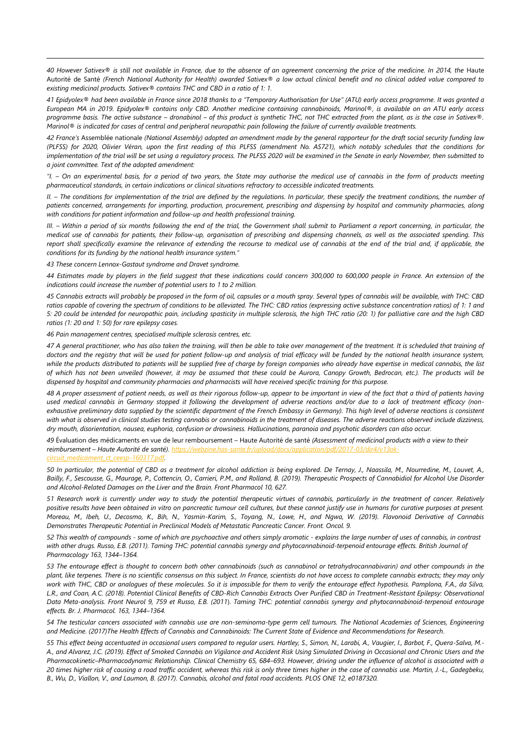*40 However Sativex® is still not available in France, due to the absence of an agreement concerning the price of the medicine. In 2014, the* Haute Autorité de Santé *(French National Authority for Health) awarded Sativex® a low actual clinical benefit and no clinical added value compared to existing medicinal products. Sativex® contains THC and CBD in a ratio of 1: 1.*

*41 Epidyolex® had been available in France since 2018 thanks to a "Temporary Authorisation for Use" (ATU) early access programme. It was granted a European MA in 2019. Epidyolex® contains only CBD. Another medicine containing cannabinoids, Marinol®, is available on an ATU early access programme basis. The active substance – dronabinol – of this product is synthetic THC, not THC extracted from the plant, as is the case in Sativex®. Marinol® is indicated for cases of central and peripheral neuropathic pain following the failure of currently available treatments.*

*42 France's* Assemblée nationale *(National Assembly) adopted an amendment made by the general rapporteur for the draft social security funding law (PLFSS) for 2020, Olivier Véran, upon the first reading of this PLFSS (amendment No. AS721), which notably schedules that the conditions for implementation of the trial will be set using a regulatory process. The PLFSS 2020 will be examined in the Senate in early November, then submitted to a joint committee. Text of the adopted amendment:*

*"I. – On an experimental basis, for a period of two years, the State may authorise the medical use of cannabis in the form of products meeting pharmaceutical standards, in certain indications or clinical situations refractory to accessible indicated treatments.*

*II. – The conditions for implementation of the trial are defined by the regulations. In particular, these specify the treatment conditions, the number of patients concerned, arrangements for importing, production, procurement, prescribing and dispensing by hospital and community pharmacies, along with conditions for patient information and follow-up and health professional training.*

*III. – Within a period of six months following the end of the trial, the Government shall submit to Parliament a report concerning, in particular, the medical use of cannabis for patients, their follow-up, organisation of prescribing and dispensing channels, as well as the associated spending. This report shall specifically examine the relevance of extending the recourse to medical use of cannabis at the end of the trial and, if applicable, the conditions for its funding by the national health insurance system."*

*43 These concern Lennox-Gastaut syndrome and Dravet syndrome.*

*44 Estimates made by players in the field suggest that these indications could concern 300,000 to 600,000 people in France. An extension of the indications could increase the number of potential users to 1 to 2 million.*

*45 Cannabis extracts will probably be proposed in the form of oil, capsules or a mouth spray. Several types of cannabis will be available, with THC: CBD ratios capable of covering the spectrum of conditions to be alleviated. The THC: CBD ratios (expressing active substance concentration ratios) of 1: 1 and 5: 20 could be intended for neuropathic pain, including spasticity in multiple sclerosis, the high THC ratio (20: 1) for palliative care and the high CBD ratios (1: 20 and 1: 50) for rare epilepsy cases.*

*46 Pain management centres, specialised multiple sclerosis centres, etc.*

*47 A general practitioner, who has also taken the training, will then be able to take over management of the treatment. It is scheduled that training of doctors and the registry that will be used for patient follow-up and analysis of trial efficacy will be funded by the national health insurance system, while the products distributed to patients will be supplied free of charge by foreign companies who already have expertise in medical cannabis, the list of which has not been unveiled (however, it may be assumed that these could be Aurora, Canopy Growth, Bedrocan, etc.). The products will be dispensed by hospital and community pharmacies and pharmacists will have received specific training for this purpose.*

*48 A proper assessment of patient needs, as well as their rigorous follow-up, appear to be important in view of the fact that a third of patients having used medical cannabis in Germany stopped it following the development of adverse reactions and/or due to a lack of treatment efficacy (non-exhaustive preliminary data supplied by the scientific department of the French Embassy in Germany). This high level of adverse reactions is consistent with what is observed in clinical studies testing cannabis or cannabinoids in the treatment of diseases. The adverse reactions observed include dizziness, dry mouth, disorientation, nausea, euphoria, confusion or drowsiness. Hallucinations, paranoia and psychotic disorders can also occur.*

*49* Évaluation des médicaments en vue de leur remboursement – Haute Autorité de santé *(Assessment of medicinal products with a view to their reimbursement – Haute Autorité de santé).* [https://webzine.has-sante.fr/upload/docs/application/pdf/2017-03/dir4/v13ok-circuit_medicament_ct_ceesp-160317.pdf](https://webzine.has-sante.fr/upload/docs/application/pdf/2017-03/dir4/v13ok-circuit_medicament_ct_ceesp-160317.pdf).

*50 In particular, the potential of CBD as a treatment for alcohol addiction is being explored. De Ternay, J., Naassila, M., Nourredine, M., Louvet, A., Bailly, F., Sescousse, G., Maurage, P., Cottencin, O., Carrieri, P.M., and Rolland, B. (2019). Therapeutic Prospects of Cannabidiol for Alcohol Use Disorder and Alcohol-Related Damages on the Liver and the Brain. Front Pharmacol 10, 627.*

*51 Research work is currently under way to study the potential therapeutic virtues of cannabis, particularly in the treatment of cancer. Relatively positive results have been obtained in vitro on pancreatic tumour cell cultures, but these cannot justify use in humans for curative purposes at present. Moreau, M., Ibeh, U., Decosmo, K., Bih, N., Yasmin-Karim, S., Toyang, N., Lowe, H., and Ngwa, W. (2019). Flavonoid Derivative of Cannabis Demonstrates Therapeutic Potential in Preclinical Models of Metastatic Pancreatic Cancer. Front. Oncol. 9.*

*52 This wealth of compounds - some of which are psychoactive and others simply aromatic - explains the large number of uses of cannabis, in contrast with other drugs. Russo, E.B. (2011). Taming THC: potential cannabis synergy and phytocannabinoid-terpenoid entourage effects. British Journal of Pharmacology 163, 1344–1364.*

*53 The entourage effect is thought to concern both other cannabinoids (such as cannabinol or tetrahydrocannabivarin) and other compounds in the plant, like terpenes. There is no scientific consensus on this subject. In France, scientists do not have access to complete cannabis extracts; they may only work with THC, CBD or analogues of these molecules. So it is impossible for them to verify the entourage effect hypothesis. Pamplona, F.A., da Silva, L.R., and Coan, A.C. (2018). Potential Clinical Benefits of CBD-Rich Cannabis Extracts Over Purified CBD in Treatment-Resistant Epilepsy: Observational Data Meta-analysis. Front Neurol 9, 759 et Russo, E.B. (2011). Taming THC: potential cannabis synergy and phytocannabinoid-terpenoid entourage effects. Br. J. Pharmacol. 163, 1344–1364.*

*54 The testicular cancers associated with cannabis use are non-seminoma-type germ cell tumours. The National Academies of Sciences, Engineering and Medicine. (2017)The Health Effects of Cannabis and Cannabinoids: The Current State of Evidence and Recommendations for Research.*

*55 This effect being accentuated in occasional users compared to regular users. Hartley, S., Simon, N., Larabi, A., Vaugier, I., Barbot, F., Quera-Salva, M.-A., and Alvarez, J.C. (2019). Effect of Smoked Cannabis on Vigilance and Accident Risk Using Simulated Driving in Occasional and Chronic Users and the Pharmacokinetic–Pharmacodynamic Relationship. Clinical Chemistry 65, 684–693. However, driving under the influence of alcohol is associated with a 20 times higher risk of causing a road traffic accident, whereas this risk is only three times higher in the case of cannabis use. Martin, J.-L., Gadegbeku, B., Wu, D., Viallon, V., and Laumon, B. (2017). Cannabis, alcohol and fatal road accidents. PLOS ONE 12, e0187320.*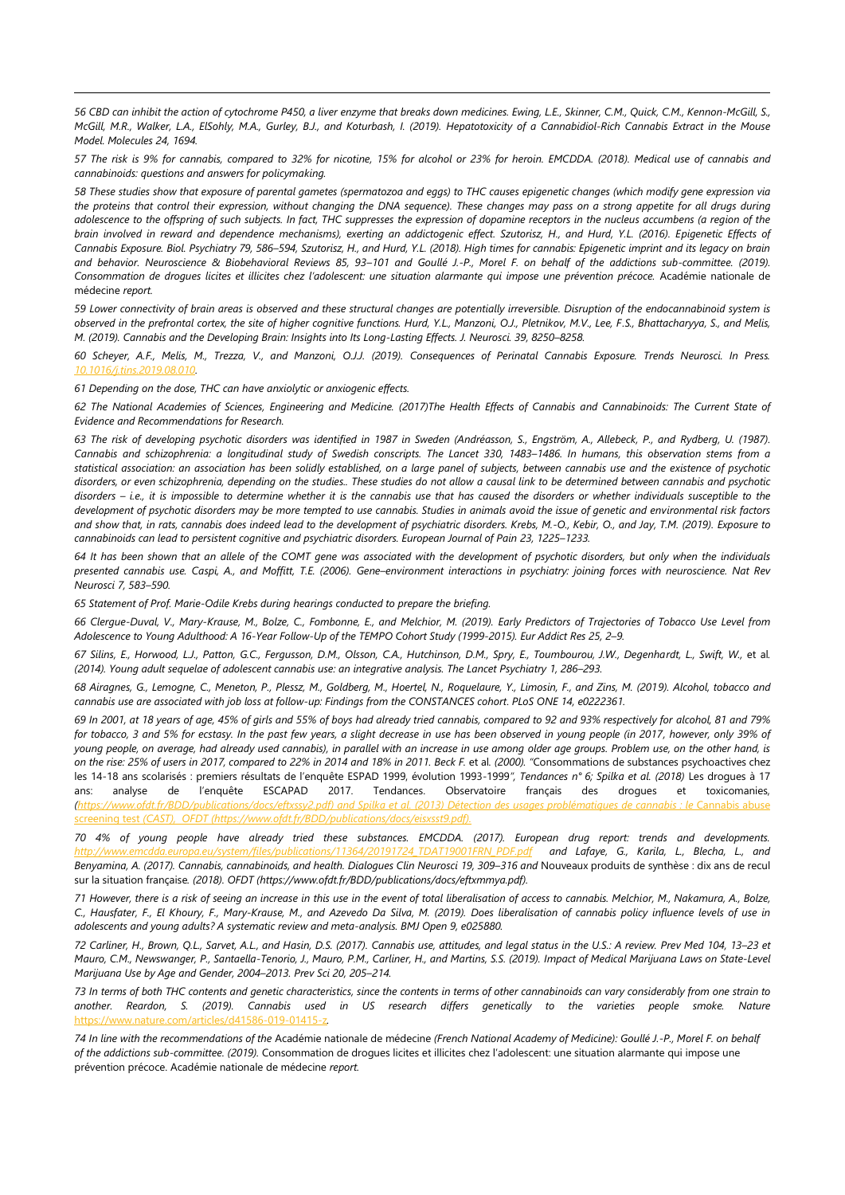*56 CBD can inhibit the action of cytochrome P450, a liver enzyme that breaks down medicines. Ewing, L.E., Skinner, C.M., Quick, C.M., Kennon-McGill, S., McGill, M.R., Walker, L.A., ElSohly, M.A., Gurley, B.J., and Koturbash, I. (2019). Hepatotoxicity of a Cannabidiol-Rich Cannabis Extract in the Mouse Model. Molecules 24, 1694.*

*57 The risk is 9% for cannabis, compared to 32% for nicotine, 15% for alcohol or 23% for heroin. EMCDDA. (2018). Medical use of cannabis and cannabinoids: questions and answers for policymaking.*

*58 These studies show that exposure of parental gametes (spermatozoa and eggs) to THC causes epigenetic changes (which modify gene expression via the proteins that control their expression, without changing the DNA sequence). These changes may pass on a strong appetite for all drugs during adolescence to the offspring of such subjects. In fact, THC suppresses the expression of dopamine receptors in the nucleus accumbens (a region of the brain involved in reward and dependence mechanisms), exerting an addictogenic effect. Szutorisz, H., and Hurd, Y.L. (2016). Epigenetic Effects of Cannabis Exposure. Biol. Psychiatry 79, 586–594, Szutorisz, H., and Hurd, Y.L. (2018). High times for cannabis: Epigenetic imprint and its legacy on brain and behavior. Neuroscience & Biobehavioral Reviews 85, 93–101 and Goullé J.-P., Morel F. on behalf of the addictions sub-committee. (2019). Consommation de drogues licites et illicites chez l'adolescent: une situation alarmante qui impose une prévention précoce.* Académie nationale de médecine *report.*

*59 Lower connectivity of brain areas is observed and these structural changes are potentially irreversible. Disruption of the endocannabinoid system is observed in the prefrontal cortex, the site of higher cognitive functions. Hurd, Y.L., Manzoni, O.J., Pletnikov, M.V., Lee, F.S., Bhattacharyya, S., and Melis, M. (2019). Cannabis and the Developing Brain: Insights into Its Long-Lasting Effects. J. Neurosci. 39, 8250–8258.*

*60 Scheyer, A.F., Melis, M., Trezza, V., and Manzoni, O.J.J. (2019). Consequences of Perinatal Cannabis Exposure. Trends Neurosci. In Press. 10.1016/j.tins.2019.08.010.*

*61 Depending on the dose, THC can have anxiolytic or anxiogenic effects.*

*62 The National Academies of Sciences, Engineering and Medicine. (2017)The Health Effects of Cannabis and Cannabinoids: The Current State of Evidence and Recommendations for Research.*

*63 The risk of developing psychotic disorders was identified in 1987 in Sweden (Andréasson, S., Engström, A., Allebeck, P., and Rydberg, U. (1987). Cannabis and schizophrenia: a longitudinal study of Swedish conscripts. The Lancet 330, 1483–1486. In humans, this observation stems from a statistical association: an association has been solidly established, on a large panel of subjects, between cannabis use and the existence of psychotic disorders, or even schizophrenia, depending on the studies.. These studies do not allow a causal link to be determined between cannabis and psychotic disorders – i.e., it is impossible to determine whether it is the cannabis use that has caused the disorders or whether individuals susceptible to the development of psychotic disorders may be more tempted to use cannabis. Studies in animals avoid the issue of genetic and environmental risk factors and show that, in rats, cannabis does indeed lead to the development of psychiatric disorders. Krebs, M.-O., Kebir, O., and Jay, T.M. (2019). Exposure to cannabinoids can lead to persistent cognitive and psychiatric disorders. European Journal of Pain 23, 1225–1233.*

*64 It has been shown that an allele of the COMT gene was associated with the development of psychotic disorders, but only when the individuals presented cannabis use. Caspi, A., and Moffitt, T.E. (2006). Gene–environment interactions in psychiatry: joining forces with neuroscience. Nat Rev Neurosci 7, 583–590.*

*65 Statement of Prof. Marie-Odile Krebs during hearings conducted to prepare the briefing.*

*66 Clergue-Duval, V., Mary-Krause, M., Bolze, C., Fombonne, E., and Melchior, M. (2019). Early Predictors of Trajectories of Tobacco Use Level from Adolescence to Young Adulthood: A 16-Year Follow-Up of the TEMPO Cohort Study (1999-2015). Eur Addict Res 25, 2–9.*

*67 Silins, E., Horwood, L.J., Patton, G.C., Fergusson, D.M., Olsson, C.A., Hutchinson, D.M., Spry, E., Toumbourou, J.W., Degenhardt, L., Swift, W.,* et al. *(2014). Young adult sequelae of adolescent cannabis use: an integrative analysis. The Lancet Psychiatry 1, 286–293.*

*68 Airagnes, G., Lemogne, C., Meneton, P., Plessz, M., Goldberg, M., Hoertel, N., Roquelaure, Y., Limosin, F., and Zins, M. (2019). Alcohol, tobacco and cannabis use are associated with job loss at follow-up: Findings from the CONSTANCES cohort. PLoS ONE 14, e0222361.*

*69 In 2001, at 18 years of age, 45% of girls and 55% of boys had already tried cannabis, compared to 92 and 93% respectively for alcohol, 81 and 79% for tobacco, 3 and 5% for ecstasy. In the past few years, a slight decrease in use has been observed in young people (in 2017, however, only 39% of young people, on average, had already used cannabis), in parallel with an increase in use among older age groups. Problem use, on the other hand, is on the rise: 25% of users in 2017, compared to 22% in 2014 and 18% in 2011. Beck F.* et al. *(2000). "*Consommations de substances psychoactives chez les 14-18 ans scolarisés : premiers résultats de l'enquête ESPAD 1999, évolution 1993-1999*", Tendances n° 6; Spilka et al. (2018)* Les drogues à 17 ans: analyse de l'enquête ESCAPAD 2017. Tendances. Observatoire français des drogues et toxicomanies, *(https://www.ofdt.fr/BDD/publications/docs/eftxssy2.pdf) and Spilka et al. (2013) Détection des usages problématiques de cannabis : le* Cannabis abuse screening test *(CAST), OFDT (https://www.ofdt.fr/BDD/publications/docs/eisxsst9.pdf).*

*70 4% of young people have already tried these substances. EMCDDA. (2017). European drug report: trends and developments. http://www.emcdda.europa.eu/system/files/publications/11364/20191724_TDAT19001FRN_PDF.pdf and Lafaye, G., Karila, L., Blecha, L., and Benyamina, A. (2017). Cannabis, cannabinoids, and health. Dialogues Clin Neurosci 19, 309–316 and* Nouveaux produits de synthèse : dix ans de recul sur la situation française*. (2018). OFDT (https://www.ofdt.fr/BDD/publications/docs/eftxmmya.pdf).*

*71 However, there is a risk of seeing an increase in this use in the event of total liberalisation of access to cannabis. Melchior, M., Nakamura, A., Bolze, C., Hausfater, F., El Khoury, F., Mary-Krause, M., and Azevedo Da Silva, M. (2019). Does liberalisation of cannabis policy influence levels of use in adolescents and young adults? A systematic review and meta-analysis. BMJ Open 9, e025880.*

*72 Carliner, H., Brown, Q.L., Sarvet, A.L., and Hasin, D.S. (2017). Cannabis use, attitudes, and legal status in the U.S.: A review. Prev Med 104, 13–23 et Mauro, C.M., Newswanger, P., Santaella-Tenorio, J., Mauro, P.M., Carliner, H., and Martins, S.S. (2019). Impact of Medical Marijuana Laws on State-Level Marijuana Use by Age and Gender, 2004–2013. Prev Sci 20, 205–214.*

*73 In terms of both THC contents and genetic characteristics, since the contents in terms of other cannabinoids can vary considerably from one strain to another. Reardon, S. (2019). Cannabis used in US research differs genetically to the varieties people smoke. Nature* https://www.nature.com/articles/d41586-019-01415-z.

*74 In line with the recommendations of the* Académie nationale de médecine *(French National Academy of Medicine): Goullé J.-P., Morel F. on behalf of the addictions sub-committee. (2019).* Consommation de drogues licites et illicites chez l'adolescent: une situation alarmante qui impose une prévention précoce. Académie nationale de médecine *report.*